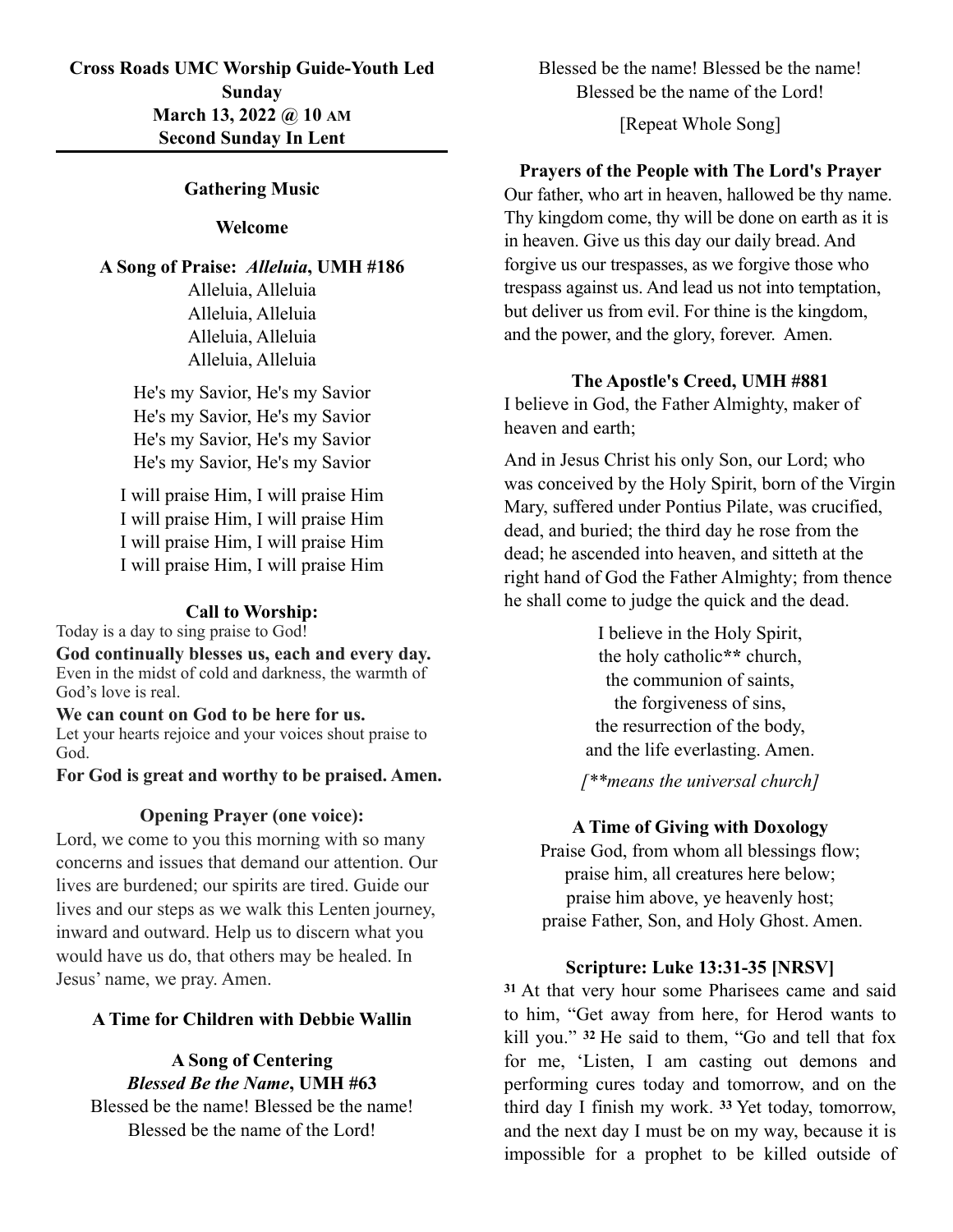**Cross Roads UMC Worship Guide-Youth Led Sunday**
**March 13, 2022 @ 10 AM**
**Second Sunday In Lent**

---

### Gathering Music

### Welcome

### A Song of Praise: *Alleluia*, UMH #186

Alleluia, Alleluia
Alleluia, Alleluia
Alleluia, Alleluia
Alleluia, Alleluia

He's my Savior, He's my Savior
He's my Savior, He's my Savior
He's my Savior, He's my Savior
He's my Savior, He's my Savior

I will praise Him, I will praise Him
I will praise Him, I will praise Him
I will praise Him, I will praise Him
I will praise Him, I will praise Him

### Call to Worship:

Today is a day to sing praise to God!
**God continually blesses us, each and every day.**
Even in the midst of cold and darkness, the warmth of God's love is real.
**We can count on God to be here for us.**
Let your hearts rejoice and your voices shout praise to God.
**For God is great and worthy to be praised. Amen.**

### Opening Prayer (one voice):

Lord, we come to you this morning with so many concerns and issues that demand our attention. Our lives are burdened; our spirits are tired. Guide our lives and our steps as we walk this Lenten journey, inward and outward. Help us to discern what you would have us do, that others may be healed. In Jesus' name, we pray. Amen.

### A Time for Children with Debbie Wallin

### A Song of Centering *Blessed Be the Name*, UMH #63

Blessed be the name! Blessed be the name!
Blessed be the name of the Lord!

Blessed be the name! Blessed be the name!
Blessed be the name of the Lord!

[Repeat Whole Song]

### Prayers of the People with The Lord's Prayer

Our father, who art in heaven, hallowed be thy name. Thy kingdom come, thy will be done on earth as it is in heaven. Give us this day our daily bread. And forgive us our trespasses, as we forgive those who trespass against us. And lead us not into temptation, but deliver us from evil. For thine is the kingdom, and the power, and the glory, forever. Amen.

### The Apostle's Creed, UMH #881

I believe in God, the Father Almighty, maker of heaven and earth;

And in Jesus Christ his only Son, our Lord; who was conceived by the Holy Spirit, born of the Virgin Mary, suffered under Pontius Pilate, was crucified, dead, and buried; the third day he rose from the dead; he ascended into heaven, and sitteth at the right hand of God the Father Almighty; from thence he shall come to judge the quick and the dead.

I believe in the Holy Spirit,
the holy catholic** church,
the communion of saints,
the forgiveness of sins,
the resurrection of the body,
and the life everlasting. Amen.

*[**means the universal church]*

### A Time of Giving with Doxology

Praise God, from whom all blessings flow;
praise him, all creatures here below;
praise him above, ye heavenly host;
praise Father, Son, and Holy Ghost. Amen.

### Scripture: Luke 13:31-35 [NRSV]

**31** At that very hour some Pharisees came and said to him, "Get away from here, for Herod wants to kill you." **32** He said to them, "Go and tell that fox for me, 'Listen, I am casting out demons and performing cures today and tomorrow, and on the third day I finish my work. **33** Yet today, tomorrow, and the next day I must be on my way, because it is impossible for a prophet to be killed outside of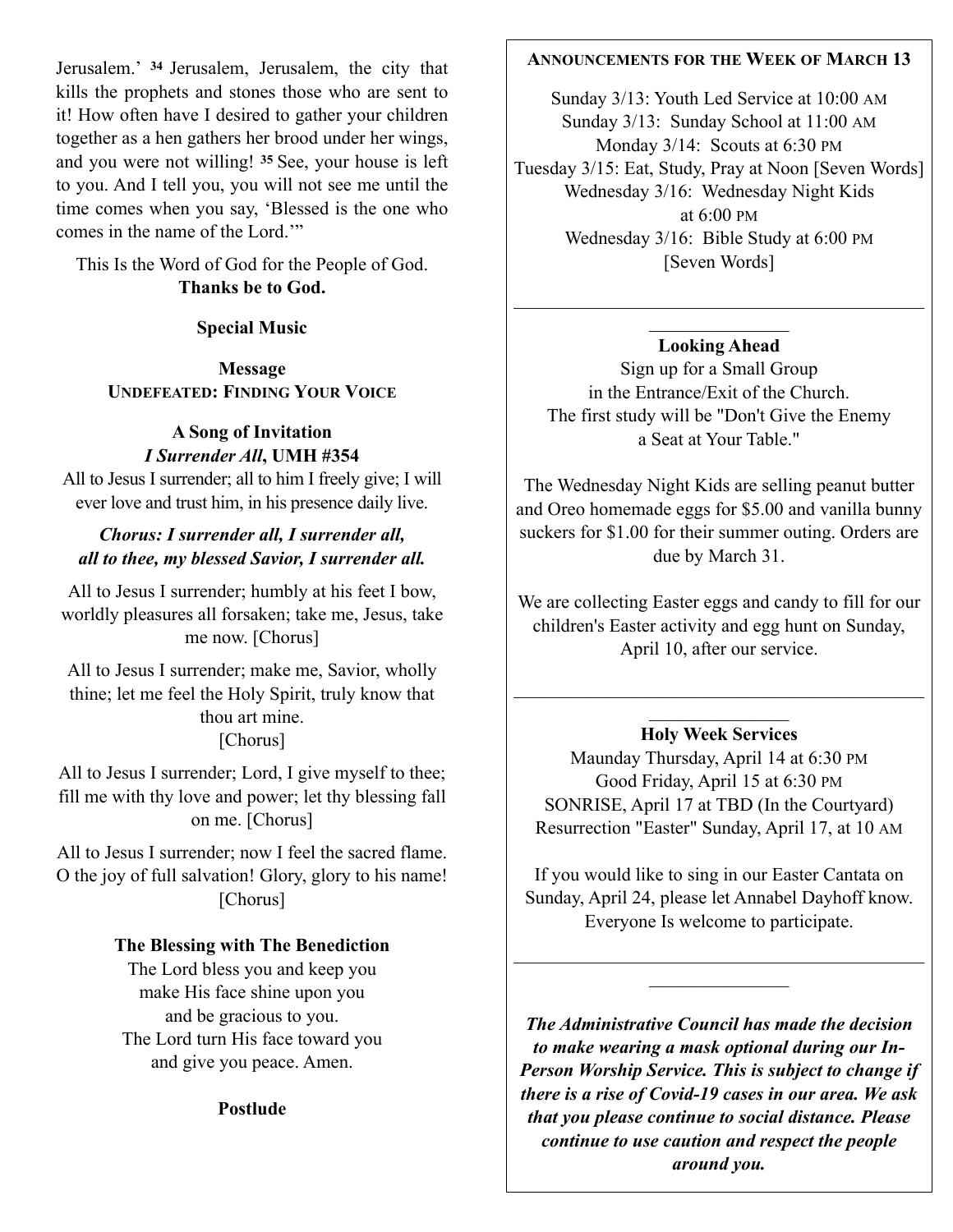Jerusalem.' 34 Jerusalem, Jerusalem, the city that kills the prophets and stones those who are sent to it! How often have I desired to gather your children together as a hen gathers her brood under her wings, and you were not willing! 35 See, your house is left to you. And I tell you, you will not see me until the time comes when you say, 'Blessed is the one who comes in the name of the Lord.'"

This Is the Word of God for the People of God.
**Thanks be to God.**

**Special Music**

**Message**
**UNDEFEATED: FINDING YOUR VOICE**

**A Song of Invitation**
***I Surrender All*, UMH #354**

All to Jesus I surrender; all to him I freely give; I will ever love and trust him, in his presence daily live.

***Chorus: I surrender all, I surrender all, all to thee, my blessed Savior, I surrender all.***

All to Jesus I surrender; humbly at his feet I bow, worldly pleasures all forsaken; take me, Jesus, take me now. [Chorus]

All to Jesus I surrender; make me, Savior, wholly thine; let me feel the Holy Spirit, truly know that thou art mine.
[Chorus]

All to Jesus I surrender; Lord, I give myself to thee; fill me with thy love and power; let thy blessing fall on me. [Chorus]

All to Jesus I surrender; now I feel the sacred flame. O the joy of full salvation! Glory, glory to his name! [Chorus]

**The Blessing with The Benediction**

The Lord bless you and keep you
make His face shine upon you
and be gracious to you.
The Lord turn His face toward you
and give you peace. Amen.

**Postlude**

**ANNOUNCEMENTS FOR THE WEEK OF MARCH 13**

Sunday 3/13: Youth Led Service at 10:00 AM
Sunday 3/13: Sunday School at 11:00 AM
Monday 3/14: Scouts at 6:30 PM
Tuesday 3/15: Eat, Study, Pray at Noon [Seven Words]
Wednesday 3/16: Wednesday Night Kids at 6:00 PM
Wednesday 3/16: Bible Study at 6:00 PM [Seven Words]

---

**Looking Ahead**

Sign up for a Small Group in the Entrance/Exit of the Church.
The first study will be "Don't Give the Enemy a Seat at Your Table."

The Wednesday Night Kids are selling peanut butter and Oreo homemade eggs for $5.00 and vanilla bunny suckers for $1.00 for their summer outing. Orders are due by March 31.

We are collecting Easter eggs and candy to fill for our children's Easter activity and egg hunt on Sunday, April 10, after our service.

---

**Holy Week Services**

Maunday Thursday, April 14 at 6:30 PM
Good Friday, April 15 at 6:30 PM
SONRISE, April 17 at TBD (In the Courtyard)
Resurrection "Easter" Sunday, April 17, at 10 AM

If you would like to sing in our Easter Cantata on Sunday, April 24, please let Annabel Dayhoff know. Everyone Is welcome to participate.

---

***The Administrative Council has made the decision to make wearing a mask optional during our In-Person Worship Service. This is subject to change if there is a rise of Covid-19 cases in our area. We ask that you please continue to social distance. Please continue to use caution and respect the people around you.***